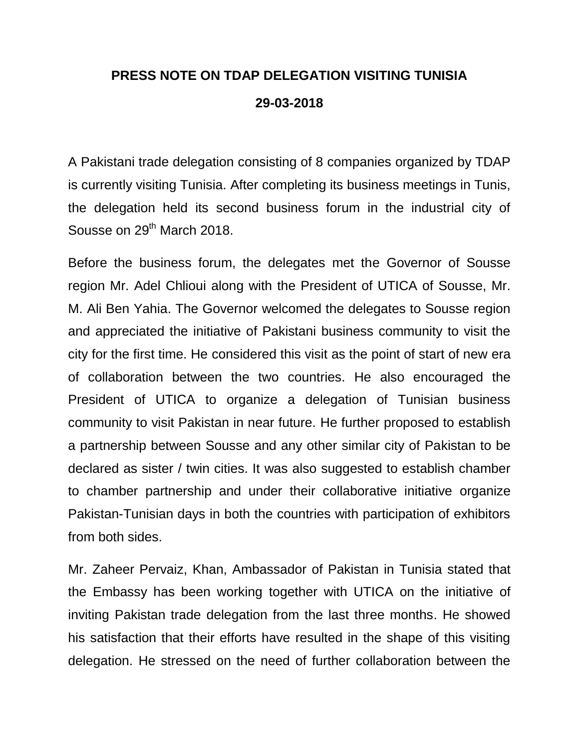# PRESS NOTE ON TDAP DELEGATION VISITING TUNISIA

## 29-03-2018

A Pakistani trade delegation consisting of 8 companies organized by TDAP is currently visiting Tunisia. After completing its business meetings in Tunis, the delegation held its second business forum in the industrial city of Sousse on 29th March 2018.

Before the business forum, the delegates met the Governor of Sousse region Mr. Adel Chlioui along with the President of UTICA of Sousse, Mr. M. Ali Ben Yahia. The Governor welcomed the delegates to Sousse region and appreciated the initiative of Pakistani business community to visit the city for the first time. He considered this visit as the point of start of new era of collaboration between the two countries. He also encouraged the President of UTICA to organize a delegation of Tunisian business community to visit Pakistan in near future. He further proposed to establish a partnership between Sousse and any other similar city of Pakistan to be declared as sister / twin cities. It was also suggested to establish chamber to chamber partnership and under their collaborative initiative organize Pakistan-Tunisian days in both the countries with participation of exhibitors from both sides.

Mr. Zaheer Pervaiz, Khan, Ambassador of Pakistan in Tunisia stated that the Embassy has been working together with UTICA on the initiative of inviting Pakistan trade delegation from the last three months. He showed his satisfaction that their efforts have resulted in the shape of this visiting delegation. He stressed on the need of further collaboration between the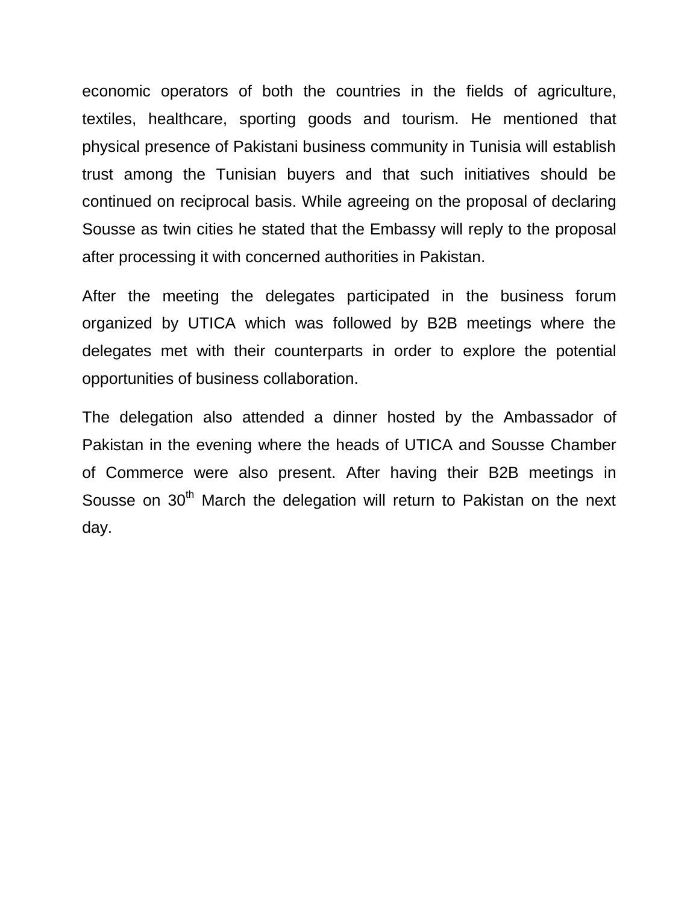economic operators of both the countries in the fields of agriculture, textiles, healthcare, sporting goods and tourism. He mentioned that physical presence of Pakistani business community in Tunisia will establish trust among the Tunisian buyers and that such initiatives should be continued on reciprocal basis. While agreeing on the proposal of declaring Sousse as twin cities he stated that the Embassy will reply to the proposal after processing it with concerned authorities in Pakistan.

After the meeting the delegates participated in the business forum organized by UTICA which was followed by B2B meetings where the delegates met with their counterparts in order to explore the potential opportunities of business collaboration.

The delegation also attended a dinner hosted by the Ambassador of Pakistan in the evening where the heads of UTICA and Sousse Chamber of Commerce were also present. After having their B2B meetings in Sousse on 30th March the delegation will return to Pakistan on the next day.